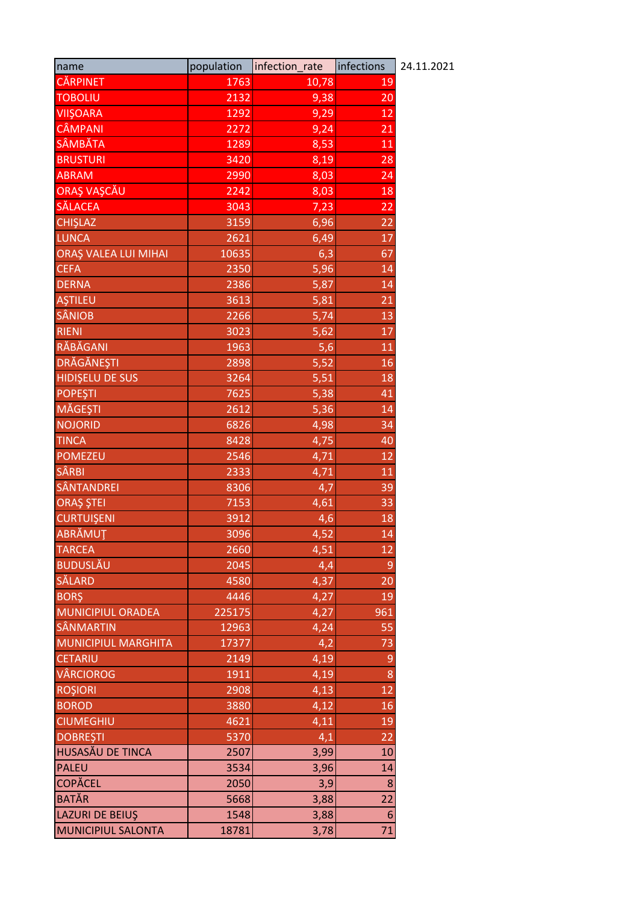| name | population | infection_rate | infections |
|---|---|---|---|
| CÂRPINET | 1763 | 10,78 | 19 |
| TOBOLIU | 2132 | 9,38 | 20 |
| VIIŞOARA | 1292 | 9,29 | 12 |
| CÂMPANI | 2272 | 9,24 | 21 |
| SÂMBĂTA | 1289 | 8,53 | 11 |
| BRUSTURI | 3420 | 8,19 | 28 |
| ABRAM | 2990 | 8,03 | 24 |
| ORAŞ VAŞCĂU | 2242 | 8,03 | 18 |
| SĂLACEA | 3043 | 7,23 | 22 |
| CHIŞLAZ | 3159 | 6,96 | 22 |
| LUNCA | 2621 | 6,49 | 17 |
| ORAŞ VALEA LUI MIHAI | 10635 | 6,3 | 67 |
| CEFA | 2350 | 5,96 | 14 |
| DERNA | 2386 | 5,87 | 14 |
| AŞTILEU | 3613 | 5,81 | 21 |
| SÂNIOB | 2266 | 5,74 | 13 |
| RIENI | 3023 | 5,62 | 17 |
| RĂBĂGANI | 1963 | 5,6 | 11 |
| DRĂGĂNEŞTI | 2898 | 5,52 | 16 |
| HIDIŞELU DE SUS | 3264 | 5,51 | 18 |
| POPEŞTI | 7625 | 5,38 | 41 |
| MĂGEŞTI | 2612 | 5,36 | 14 |
| NOJORID | 6826 | 4,98 | 34 |
| TINCA | 8428 | 4,75 | 40 |
| POMEZEU | 2546 | 4,71 | 12 |
| SÂRBI | 2333 | 4,71 | 11 |
| SÂNTANDREI | 8306 | 4,7 | 39 |
| ORAŞ ŞTEI | 7153 | 4,61 | 33 |
| CURTUIŞENI | 3912 | 4,6 | 18 |
| ABRĂMUŢ | 3096 | 4,52 | 14 |
| TARCEA | 2660 | 4,51 | 12 |
| BUDUSLĂU | 2045 | 4,4 | 9 |
| SĂLARD | 4580 | 4,37 | 20 |
| BORŞ | 4446 | 4,27 | 19 |
| MUNICIPIUL ORADEA | 225175 | 4,27 | 961 |
| SÂNMARTIN | 12963 | 4,24 | 55 |
| MUNICIPIUL MARGHITA | 17377 | 4,2 | 73 |
| CETARIU | 2149 | 4,19 | 9 |
| VÂRCIOROG | 1911 | 4,19 | 8 |
| ROŞIORI | 2908 | 4,13 | 12 |
| BOROD | 3880 | 4,12 | 16 |
| CIUMEGHIU | 4621 | 4,11 | 19 |
| DOBREŞTI | 5370 | 4,1 | 22 |
| HUSASĂU DE TINCA | 2507 | 3,99 | 10 |
| PALEU | 3534 | 3,96 | 14 |
| COPĂCEL | 2050 | 3,9 | 8 |
| BATĂR | 5668 | 3,88 | 22 |
| LAZURI DE BEIUŞ | 1548 | 3,88 | 6 |
| MUNICIPIUL SALONTA | 18781 | 3,78 | 71 |

24.11.2021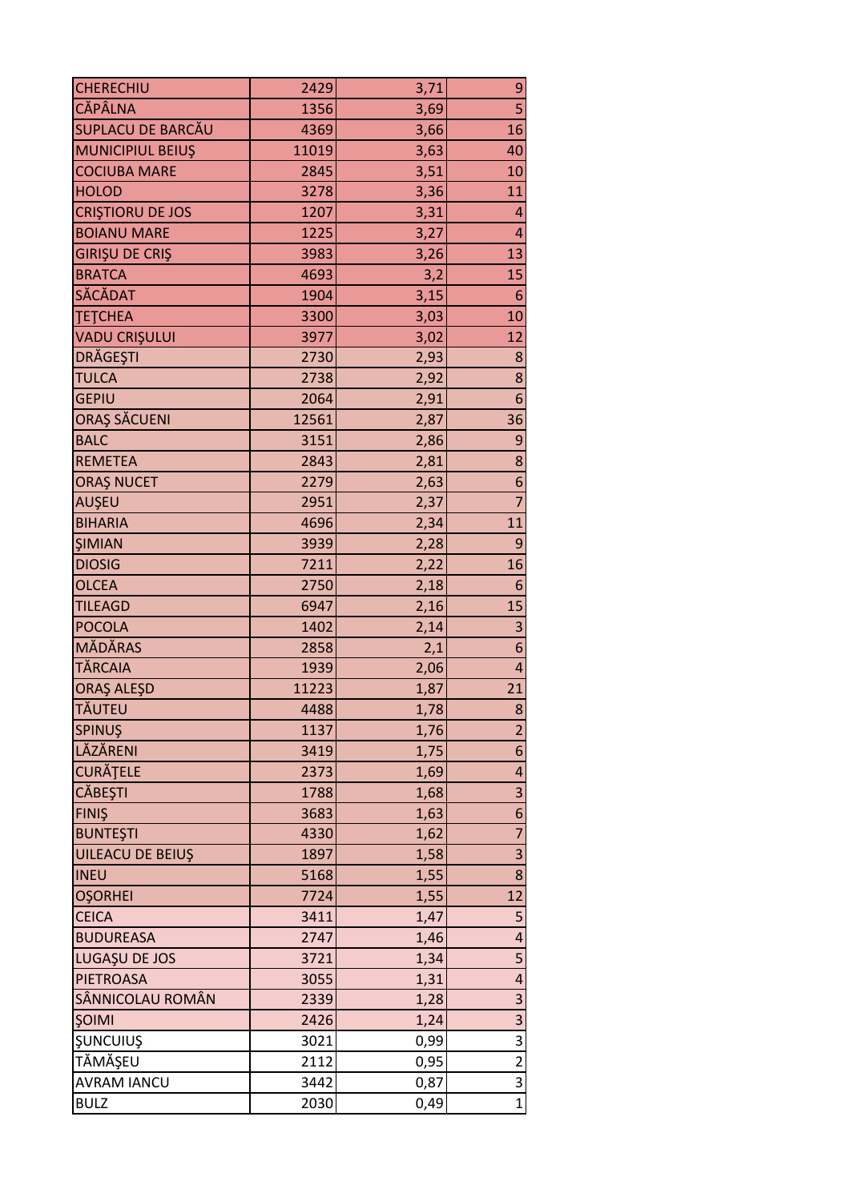| CHERECHIU | 2429 | 3,71 | 9 |
|---|---|---|---|
| CĂPÂLNA | 1356 | 3,69 | 5 |
| SUPLACU DE BARCĂU | 4369 | 3,66 | 16 |
| MUNICIPIUL BEIUŞ | 11019 | 3,63 | 40 |
| COCIUBA MARE | 2845 | 3,51 | 10 |
| HOLOD | 3278 | 3,36 | 11 |
| CRIŞTIORU DE JOS | 1207 | 3,31 | 4 |
| BOIANU MARE | 1225 | 3,27 | 4 |
| GIRIŞU DE CRIŞ | 3983 | 3,26 | 13 |
| BRATCA | 4693 | 3,2 | 15 |
| SĂCĂDAT | 1904 | 3,15 | 6 |
| ŢEŢCHEA | 3300 | 3,03 | 10 |
| VADU CRIŞULUI | 3977 | 3,02 | 12 |
| DRĂGEŞTI | 2730 | 2,93 | 8 |
| TULCA | 2738 | 2,92 | 8 |
| GEPIU | 2064 | 2,91 | 6 |
| ORAŞ SĂCUENI | 12561 | 2,87 | 36 |
| BALC | 3151 | 2,86 | 9 |
| REMETEA | 2843 | 2,81 | 8 |
| ORAŞ NUCET | 2279 | 2,63 | 6 |
| AUŞEU | 2951 | 2,37 | 7 |
| BIHARIA | 4696 | 2,34 | 11 |
| ŞIMIAN | 3939 | 2,28 | 9 |
| DIOSIG | 7211 | 2,22 | 16 |
| OLCEA | 2750 | 2,18 | 6 |
| TILEAGD | 6947 | 2,16 | 15 |
| POCOLA | 1402 | 2,14 | 3 |
| MĂDĂRAS | 2858 | 2,1 | 6 |
| TĂRCAIA | 1939 | 2,06 | 4 |
| ORAŞ ALEŞD | 11223 | 1,87 | 21 |
| TĂUTEU | 4488 | 1,78 | 8 |
| SPINUŞ | 1137 | 1,76 | 2 |
| LĂZĂRENI | 3419 | 1,75 | 6 |
| CURĂŢELE | 2373 | 1,69 | 4 |
| CĂBEŞTI | 1788 | 1,68 | 3 |
| FINIŞ | 3683 | 1,63 | 6 |
| BUNTEŞTI | 4330 | 1,62 | 7 |
| UILEACU DE BEIUŞ | 1897 | 1,58 | 3 |
| INEU | 5168 | 1,55 | 8 |
| OŞORHEI | 7724 | 1,55 | 12 |
| CEICA | 3411 | 1,47 | 5 |
| BUDUREASA | 2747 | 1,46 | 4 |
| LUGAŞU DE JOS | 3721 | 1,34 | 5 |
| PIETROASA | 3055 | 1,31 | 4 |
| SÂNNICOLAU ROMÂN | 2339 | 1,28 | 3 |
| ŞOIMI | 2426 | 1,24 | 3 |
| ŞUNCUIUŞ | 3021 | 0,99 | 3 |
| TĂMĂŞEU | 2112 | 0,95 | 2 |
| AVRAM IANCU | 3442 | 0,87 | 3 |
| BULZ | 2030 | 0,49 | 1 |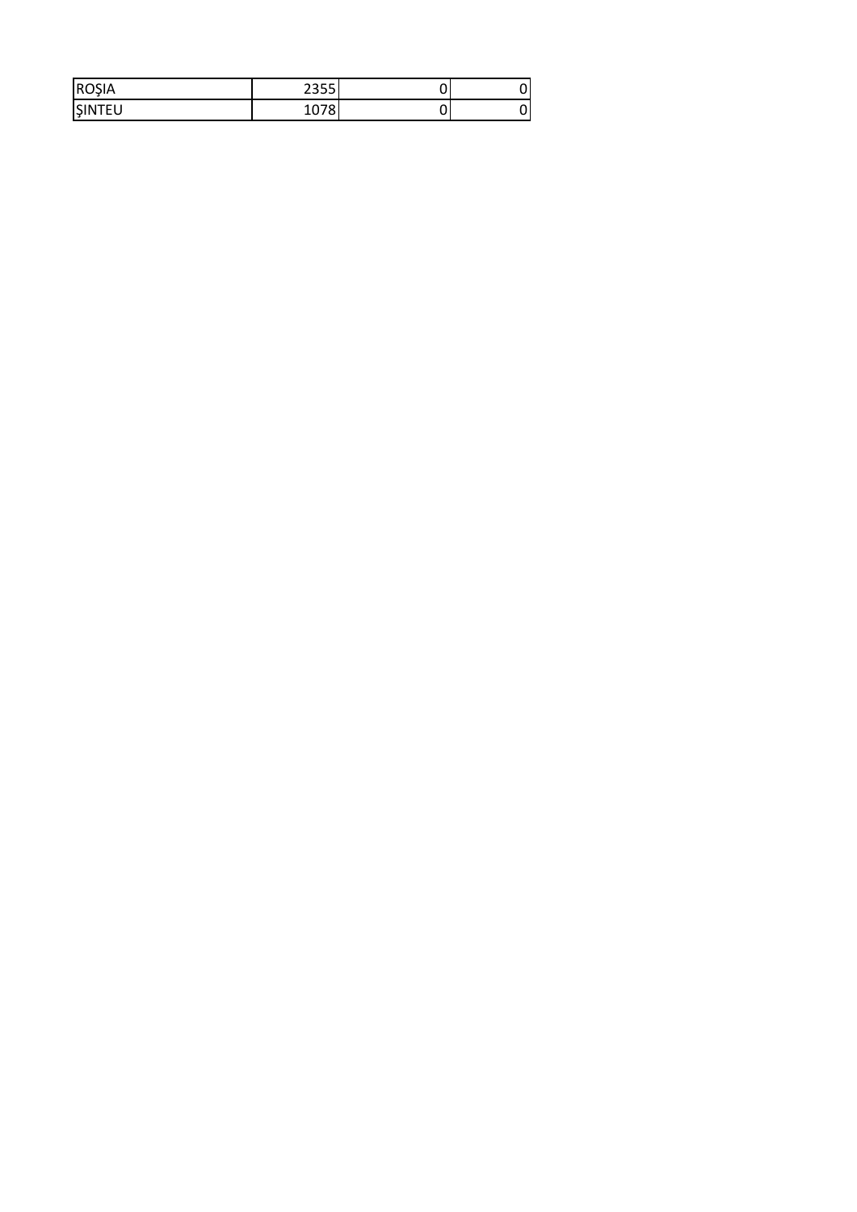| | | | |
|---|---|---|---|
| ROŞIA | 2355 | 0 | 0 |
| ŞINTEU | 1078 | 0 | 0 |